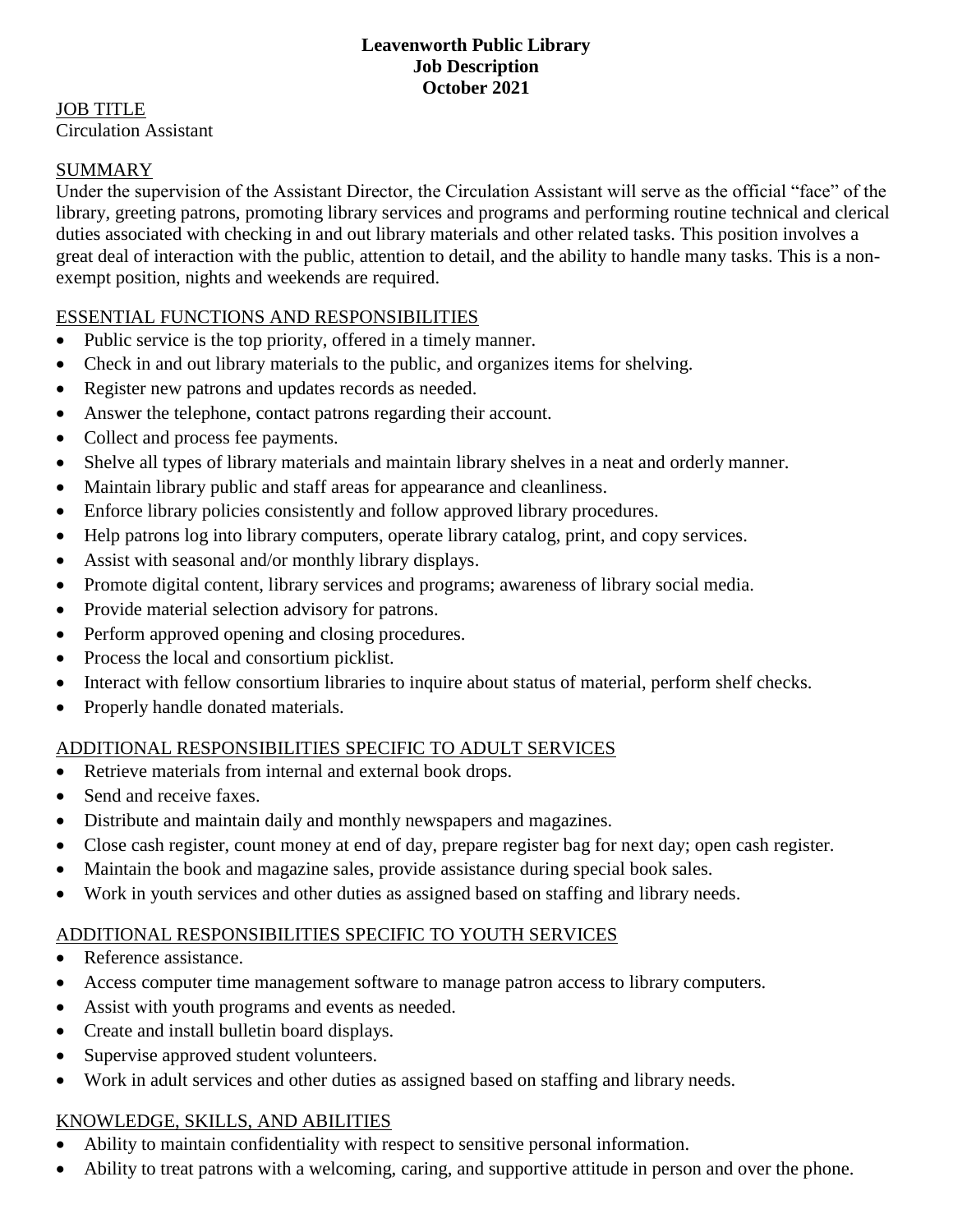**Leavenworth Public Library**
**Job Description**
**October 2021**

## JOB TITLE

Circulation Assistant

## SUMMARY

Under the supervision of the Assistant Director, the Circulation Assistant will serve as the official "face" of the library, greeting patrons, promoting library services and programs and performing routine technical and clerical duties associated with checking in and out library materials and other related tasks. This position involves a great deal of interaction with the public, attention to detail, and the ability to handle many tasks. This is a non-exempt position, nights and weekends are required.

## ESSENTIAL FUNCTIONS AND RESPONSIBILITIES

- Public service is the top priority, offered in a timely manner.
- Check in and out library materials to the public, and organizes items for shelving.
- Register new patrons and updates records as needed.
- Answer the telephone, contact patrons regarding their account.
- Collect and process fee payments.
- Shelve all types of library materials and maintain library shelves in a neat and orderly manner.
- Maintain library public and staff areas for appearance and cleanliness.
- Enforce library policies consistently and follow approved library procedures.
- Help patrons log into library computers, operate library catalog, print, and copy services.
- Assist with seasonal and/or monthly library displays.
- Promote digital content, library services and programs; awareness of library social media.
- Provide material selection advisory for patrons.
- Perform approved opening and closing procedures.
- Process the local and consortium picklist.
- Interact with fellow consortium libraries to inquire about status of material, perform shelf checks.
- Properly handle donated materials.

## ADDITIONAL RESPONSIBILITIES SPECIFIC TO ADULT SERVICES

- Retrieve materials from internal and external book drops.
- Send and receive faxes.
- Distribute and maintain daily and monthly newspapers and magazines.
- Close cash register, count money at end of day, prepare register bag for next day; open cash register.
- Maintain the book and magazine sales, provide assistance during special book sales.
- Work in youth services and other duties as assigned based on staffing and library needs.

## ADDITIONAL RESPONSIBILITIES SPECIFIC TO YOUTH SERVICES

- Reference assistance.
- Access computer time management software to manage patron access to library computers.
- Assist with youth programs and events as needed.
- Create and install bulletin board displays.
- Supervise approved student volunteers.
- Work in adult services and other duties as assigned based on staffing and library needs.

## KNOWLEDGE, SKILLS, AND ABILITIES

- Ability to maintain confidentiality with respect to sensitive personal information.
- Ability to treat patrons with a welcoming, caring, and supportive attitude in person and over the phone.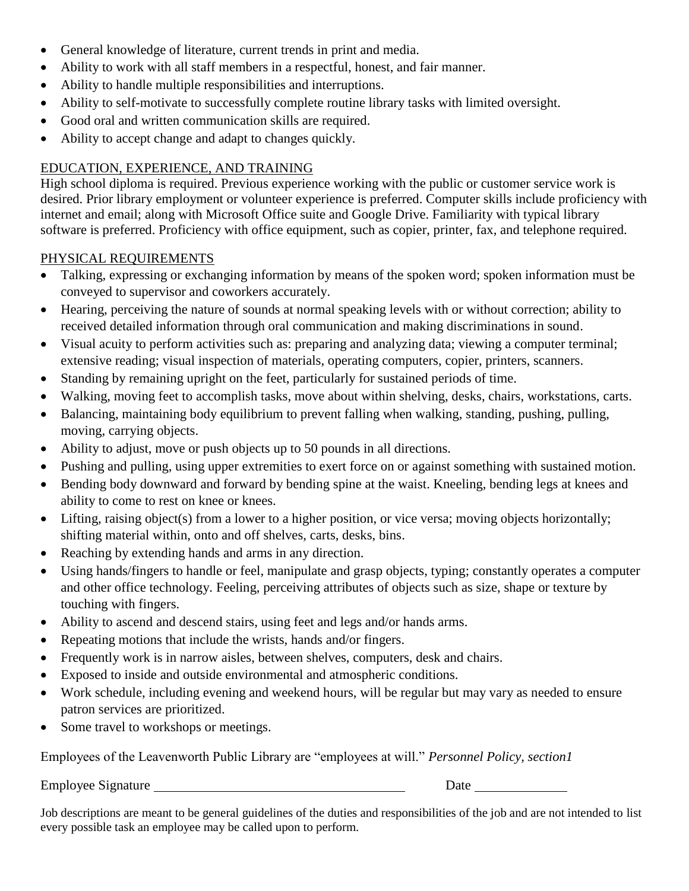- General knowledge of literature, current trends in print and media.
- Ability to work with all staff members in a respectful, honest, and fair manner.
- Ability to handle multiple responsibilities and interruptions.
- Ability to self-motivate to successfully complete routine library tasks with limited oversight.
- Good oral and written communication skills are required.
- Ability to accept change and adapt to changes quickly.

## EDUCATION, EXPERIENCE, AND TRAINING

High school diploma is required. Previous experience working with the public or customer service work is desired. Prior library employment or volunteer experience is preferred. Computer skills include proficiency with internet and email; along with Microsoft Office suite and Google Drive. Familiarity with typical library software is preferred. Proficiency with office equipment, such as copier, printer, fax, and telephone required.

## PHYSICAL REQUIREMENTS

- Talking, expressing or exchanging information by means of the spoken word; spoken information must be conveyed to supervisor and coworkers accurately.
- Hearing, perceiving the nature of sounds at normal speaking levels with or without correction; ability to received detailed information through oral communication and making discriminations in sound.
- Visual acuity to perform activities such as: preparing and analyzing data; viewing a computer terminal; extensive reading; visual inspection of materials, operating computers, copier, printers, scanners.
- Standing by remaining upright on the feet, particularly for sustained periods of time.
- Walking, moving feet to accomplish tasks, move about within shelving, desks, chairs, workstations, carts.
- Balancing, maintaining body equilibrium to prevent falling when walking, standing, pushing, pulling, moving, carrying objects.
- Ability to adjust, move or push objects up to 50 pounds in all directions.
- Pushing and pulling, using upper extremities to exert force on or against something with sustained motion.
- Bending body downward and forward by bending spine at the waist. Kneeling, bending legs at knees and ability to come to rest on knee or knees.
- Lifting, raising object(s) from a lower to a higher position, or vice versa; moving objects horizontally; shifting material within, onto and off shelves, carts, desks, bins.
- Reaching by extending hands and arms in any direction.
- Using hands/fingers to handle or feel, manipulate and grasp objects, typing; constantly operates a computer and other office technology. Feeling, perceiving attributes of objects such as size, shape or texture by touching with fingers.
- Ability to ascend and descend stairs, using feet and legs and/or hands arms.
- Repeating motions that include the wrists, hands and/or fingers.
- Frequently work is in narrow aisles, between shelves, computers, desk and chairs.
- Exposed to inside and outside environmental and atmospheric conditions.
- Work schedule, including evening and weekend hours, will be regular but may vary as needed to ensure patron services are prioritized.
- Some travel to workshops or meetings.

Employees of the Leavenworth Public Library are "employees at will." *Personnel Policy, section1*

Employee Signature ______________________________ Date ____________

Job descriptions are meant to be general guidelines of the duties and responsibilities of the job and are not intended to list every possible task an employee may be called upon to perform.